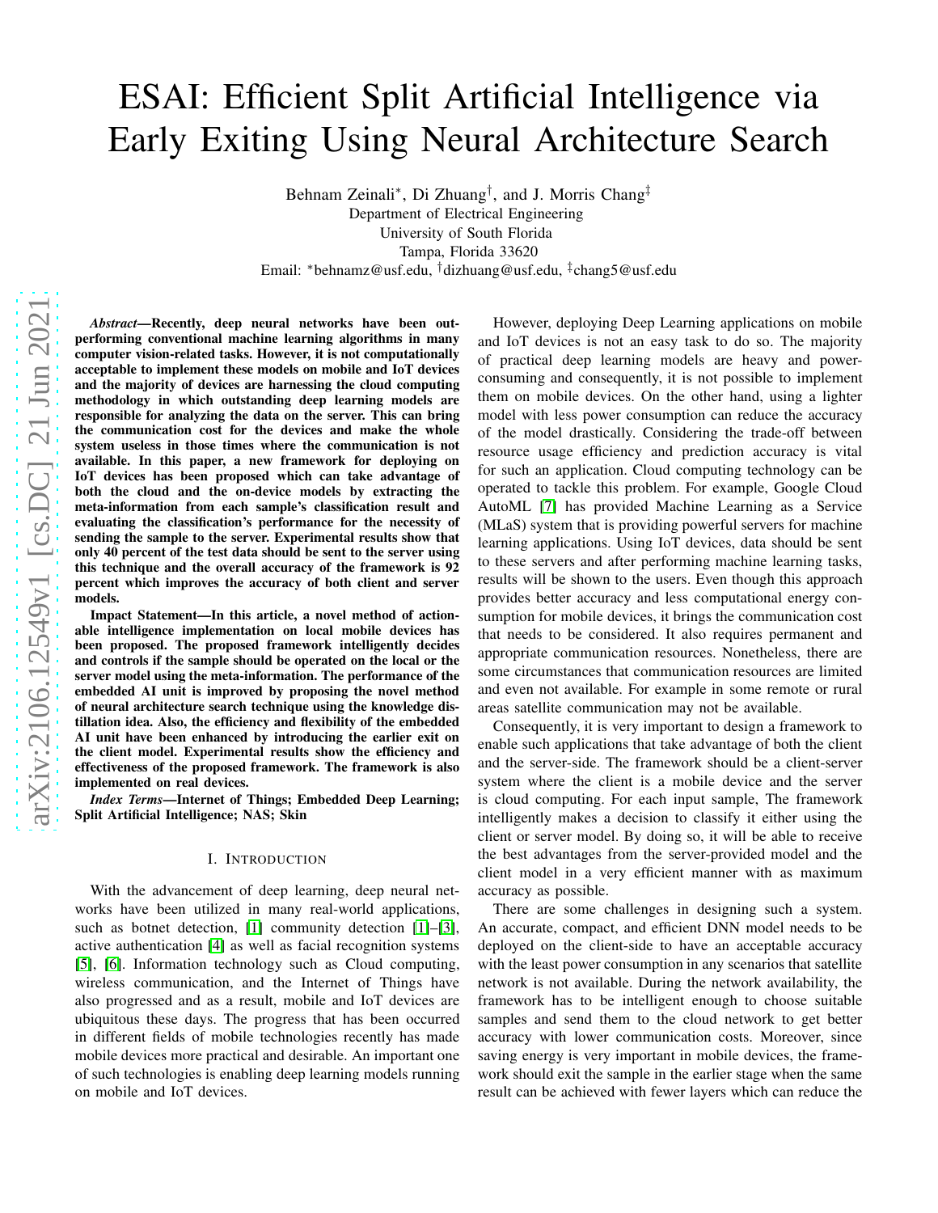# ESAI: Efficient Split Artificial Intelligence via Early Exiting Using Neural Architecture Search

Behnam Zeinali*, Di Zhuang†, and J. Morris Chang‡
Department of Electrical Engineering
University of South Florida
Tampa, Florida 33620
Email: *behnamz@usf.edu, †dizhuang@usf.edu, ‡chang5@usf.edu

***Abstract*—Recently, deep neural networks have been outperforming conventional machine learning algorithms in many computer vision-related tasks. However, it is not computationally acceptable to implement these models on mobile and IoT devices and the majority of devices are harnessing the cloud computing methodology in which outstanding deep learning models are responsible for analyzing the data on the server. This can bring the communication cost for the devices and make the whole system useless in those times where the communication is not available. In this paper, a new framework for deploying on IoT devices has been proposed which can take advantage of both the cloud and the on-device models by extracting the meta-information from each sample's classification result and evaluating the classification's performance for the necessity of sending the sample to the server. Experimental results show that only 40 percent of the test data should be sent to the server using this technique and the overall accuracy of the framework is 92 percent which improves the accuracy of both client and server models.**

**Impact Statement—In this article, a novel method of actionable intelligence implementation on local mobile devices has been proposed. The proposed framework intelligently decides and controls if the sample should be operated on the local or the server model using the meta-information. The performance of the embedded AI unit is improved by proposing the novel method of neural architecture search technique using the knowledge distillation idea. Also, the efficiency and flexibility of the embedded AI unit have been enhanced by introducing the earlier exit on the client model. Experimental results show the efficiency and effectiveness of the proposed framework. The framework is also implemented on real devices.**

***Index Terms*—Internet of Things; Embedded Deep Learning; Split Artificial Intelligence; NAS; Skin**

## I. Introduction

With the advancement of deep learning, deep neural networks have been utilized in many real-world applications, such as botnet detection, [1] community detection [1]–[3], active authentication [4] as well as facial recognition systems [5], [6]. Information technology such as Cloud computing, wireless communication, and the Internet of Things have also progressed and as a result, mobile and IoT devices are ubiquitous these days. The progress that has been occurred in different fields of mobile technologies recently has made mobile devices more practical and desirable. An important one of such technologies is enabling deep learning models running on mobile and IoT devices.

However, deploying Deep Learning applications on mobile and IoT devices is not an easy task to do so. The majority of practical deep learning models are heavy and power-consuming and consequently, it is not possible to implement them on mobile devices. On the other hand, using a lighter model with less power consumption can reduce the accuracy of the model drastically. Considering the trade-off between resource usage efficiency and prediction accuracy is vital for such an application. Cloud computing technology can be operated to tackle this problem. For example, Google Cloud AutoML [7] has provided Machine Learning as a Service (MLaS) system that is providing powerful servers for machine learning applications. Using IoT devices, data should be sent to these servers and after performing machine learning tasks, results will be shown to the users. Even though this approach provides better accuracy and less computational energy consumption for mobile devices, it brings the communication cost that needs to be considered. It also requires permanent and appropriate communication resources. Nonetheless, there are some circumstances that communication resources are limited and even not available. For example in some remote or rural areas satellite communication may not be available.

Consequently, it is very important to design a framework to enable such applications that take advantage of both the client and the server-side. The framework should be a client-server system where the client is a mobile device and the server is cloud computing. For each input sample, The framework intelligently makes a decision to classify it either using the client or server model. By doing so, it will be able to receive the best advantages from the server-provided model and the client model in a very efficient manner with as maximum accuracy as possible.

There are some challenges in designing such a system. An accurate, compact, and efficient DNN model needs to be deployed on the client-side to have an acceptable accuracy with the least power consumption in any scenarios that satellite network is not available. During the network availability, the framework has to be intelligent enough to choose suitable samples and send them to the cloud network to get better accuracy with lower communication costs. Moreover, since saving energy is very important in mobile devices, the framework should exit the sample in the earlier stage when the same result can be achieved with fewer layers which can reduce the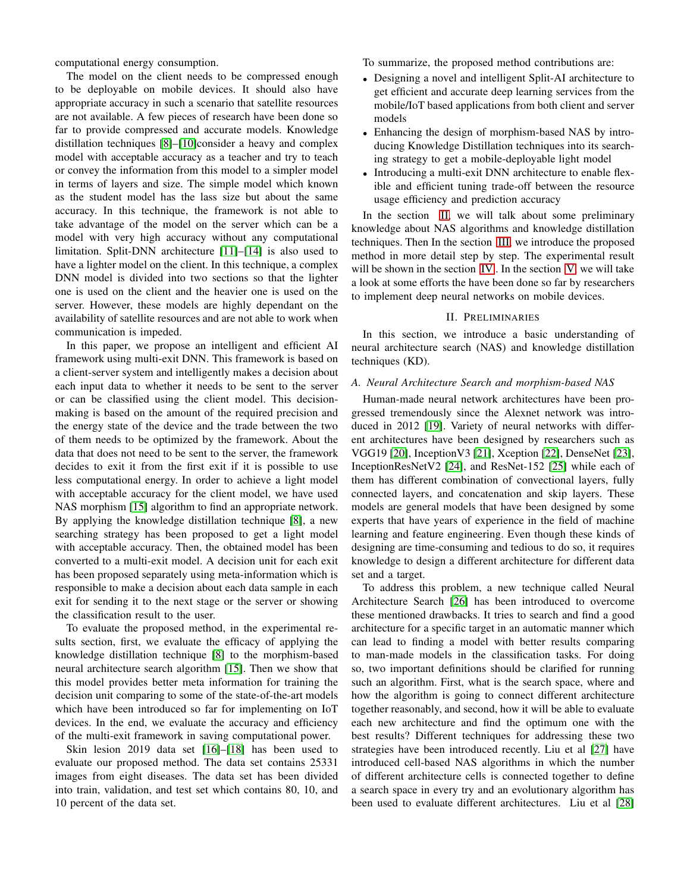computational energy consumption.

The model on the client needs to be compressed enough to be deployable on mobile devices. It should also have appropriate accuracy in such a scenario that satellite resources are not available. A few pieces of research have been done so far to provide compressed and accurate models. Knowledge distillation techniques [8]–[10]consider a heavy and complex model with acceptable accuracy as a teacher and try to teach or convey the information from this model to a simpler model in terms of layers and size. The simple model which known as the student model has the lass size but about the same accuracy. In this technique, the framework is not able to take advantage of the model on the server which can be a model with very high accuracy without any computational limitation. Split-DNN architecture [11]–[14] is also used to have a lighter model on the client. In this technique, a complex DNN model is divided into two sections so that the lighter one is used on the client and the heavier one is used on the server. However, these models are highly dependant on the availability of satellite resources and are not able to work when communication is impeded.

In this paper, we propose an intelligent and efficient AI framework using multi-exit DNN. This framework is based on a client-server system and intelligently makes a decision about each input data to whether it needs to be sent to the server or can be classified using the client model. This decision-making is based on the amount of the required precision and the energy state of the device and the trade between the two of them needs to be optimized by the framework. About the data that does not need to be sent to the server, the framework decides to exit it from the first exit if it is possible to use less computational energy. In order to achieve a light model with acceptable accuracy for the client model, we have used NAS morphism [15] algorithm to find an appropriate network. By applying the knowledge distillation technique [8], a new searching strategy has been proposed to get a light model with acceptable accuracy. Then, the obtained model has been converted to a multi-exit model. A decision unit for each exit has been proposed separately using meta-information which is responsible to make a decision about each data sample in each exit for sending it to the next stage or the server or showing the classification result to the user.

To evaluate the proposed method, in the experimental results section, first, we evaluate the efficacy of applying the knowledge distillation technique [8] to the morphism-based neural architecture search algorithm [15]. Then we show that this model provides better meta information for training the decision unit comparing to some of the state-of-the-art models which have been introduced so far for implementing on IoT devices. In the end, we evaluate the accuracy and efficiency of the multi-exit framework in saving computational power.

Skin lesion 2019 data set [16]–[18] has been used to evaluate our proposed method. The data set contains 25331 images from eight diseases. The data set has been divided into train, validation, and test set which contains 80, 10, and 10 percent of the data set.

To summarize, the proposed method contributions are:

- Designing a novel and intelligent Split-AI architecture to get efficient and accurate deep learning services from the mobile/IoT based applications from both client and server models
- Enhancing the design of morphism-based NAS by introducing Knowledge Distillation techniques into its searching strategy to get a mobile-deployable light model
- Introducing a multi-exit DNN architecture to enable flexible and efficient tuning trade-off between the resource usage efficiency and prediction accuracy

In the section II, we will talk about some preliminary knowledge about NAS algorithms and knowledge distillation techniques. Then In the section III, we introduce the proposed method in more detail step by step. The experimental result will be shown in the section IV. In the section V, we will take a look at some efforts the have been done so far by researchers to implement deep neural networks on mobile devices.

## II. Preliminaries

In this section, we introduce a basic understanding of neural architecture search (NAS) and knowledge distillation techniques (KD).

### A. Neural Architecture Search and morphism-based NAS

Human-made neural network architectures have been progressed tremendously since the Alexnet network was introduced in 2012 [19]. Variety of neural networks with different architectures have been designed by researchers such as VGG19 [20], InceptionV3 [21], Xception [22], DenseNet [23], InceptionResNetV2 [24], and ResNet-152 [25] while each of them has different combination of convectional layers, fully connected layers, and concatenation and skip layers. These models are general models that have been designed by some experts that have years of experience in the field of machine learning and feature engineering. Even though these kinds of designing are time-consuming and tedious to do so, it requires knowledge to design a different architecture for different data set and a target.

To address this problem, a new technique called Neural Architecture Search [26] has been introduced to overcome these mentioned drawbacks. It tries to search and find a good architecture for a specific target in an automatic manner which can lead to finding a model with better results comparing to man-made models in the classification tasks. For doing so, two important definitions should be clarified for running such an algorithm. First, what is the search space, where and how the algorithm is going to connect different architecture together reasonably, and second, how it will be able to evaluate each new architecture and find the optimum one with the best results? Different techniques for addressing these two strategies have been introduced recently. Liu et al [27] have introduced cell-based NAS algorithms in which the number of different architecture cells is connected together to define a search space in every try and an evolutionary algorithm has been used to evaluate different architectures. Liu et al [28]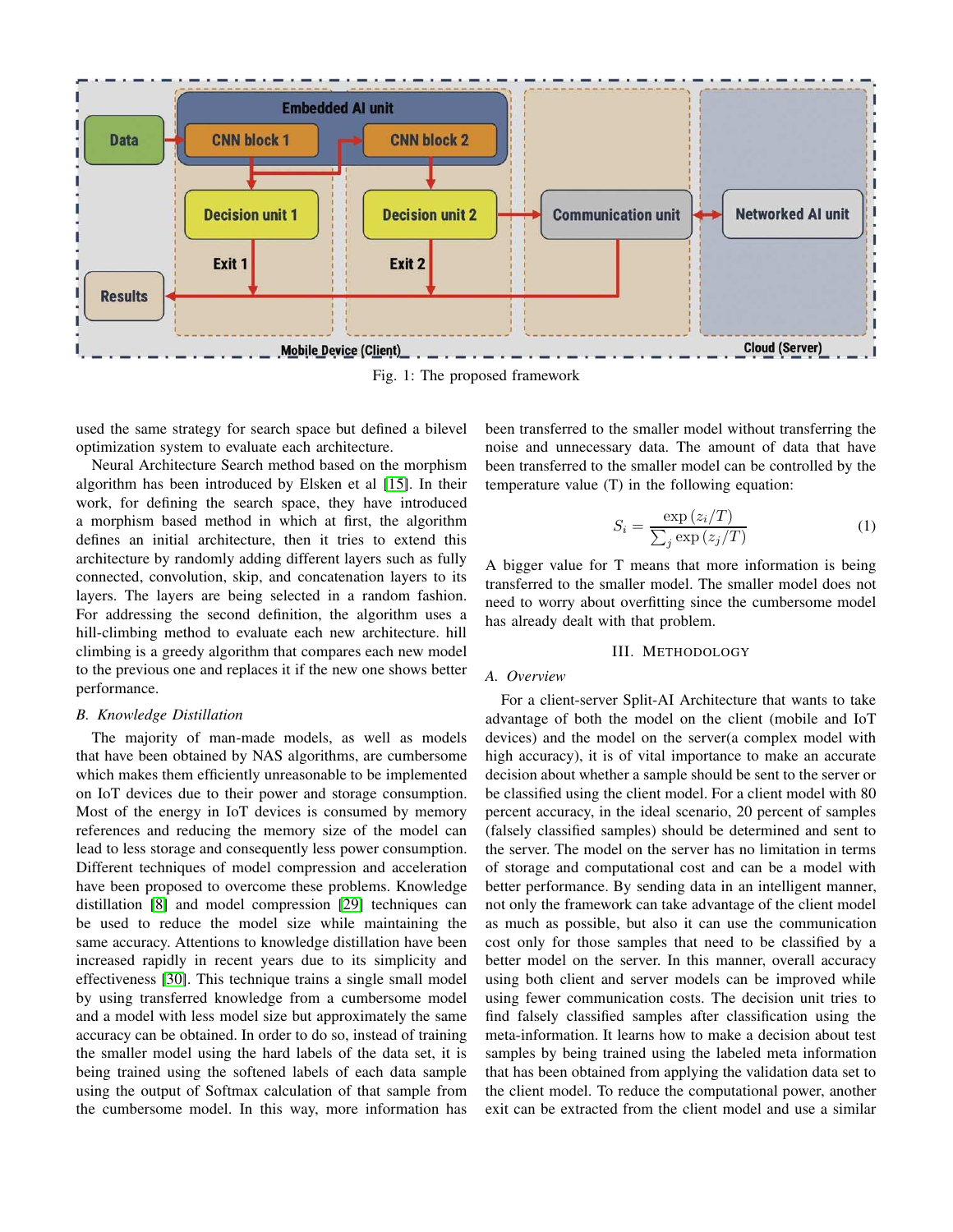Fig. 1: The proposed framework

used the same strategy for search space but defined a bilevel optimization system to evaluate each architecture.

Neural Architecture Search method based on the morphism algorithm has been introduced by Elsken et al [15]. In their work, for defining the search space, they have introduced a morphism based method in which at first, the algorithm defines an initial architecture, then it tries to extend this architecture by randomly adding different layers such as fully connected, convolution, skip, and concatenation layers to its layers. The layers are being selected in a random fashion. For addressing the second definition, the algorithm uses a hill-climbing method to evaluate each new architecture. hill climbing is a greedy algorithm that compares each new model to the previous one and replaces it if the new one shows better performance.

### *B. Knowledge Distillation*

The majority of man-made models, as well as models that have been obtained by NAS algorithms, are cumbersome which makes them efficiently unreasonable to be implemented on IoT devices due to their power and storage consumption. Most of the energy in IoT devices is consumed by memory references and reducing the memory size of the model can lead to less storage and consequently less power consumption. Different techniques of model compression and acceleration have been proposed to overcome these problems. Knowledge distillation [8] and model compression [29] techniques can be used to reduce the model size while maintaining the same accuracy. Attentions to knowledge distillation have been increased rapidly in recent years due to its simplicity and effectiveness [30]. This technique trains a single small model by using transferred knowledge from a cumbersome model and a model with less model size but approximately the same accuracy can be obtained. In order to do so, instead of training the smaller model using the hard labels of the data set, it is being trained using the softened labels of each data sample using the output of Softmax calculation of that sample from the cumbersome model. In this way, more information has been transferred to the smaller model without transferring the noise and unnecessary data. The amount of data that have been transferred to the smaller model can be controlled by the temperature value (T) in the following equation:

$$S_i = \frac{\exp(z_i/T)}{\sum_j \exp(z_j/T)} \tag{1}$$

A bigger value for T means that more information is being transferred to the smaller model. The smaller model does not need to worry about overfitting since the cumbersome model has already dealt with that problem.

## III. Methodology

### *A. Overview*

For a client-server Split-AI Architecture that wants to take advantage of both the model on the client (mobile and IoT devices) and the model on the server(a complex model with high accuracy), it is of vital importance to make an accurate decision about whether a sample should be sent to the server or be classified using the client model. For a client model with 80 percent accuracy, in the ideal scenario, 20 percent of samples (falsely classified samples) should be determined and sent to the server. The model on the server has no limitation in terms of storage and computational cost and can be a model with better performance. By sending data in an intelligent manner, not only the framework can take advantage of the client model as much as possible, but also it can use the communication cost only for those samples that need to be classified by a better model on the server. In this manner, overall accuracy using both client and server models can be improved while using fewer communication costs. The decision unit tries to find falsely classified samples after classification using the meta-information. It learns how to make a decision about test samples by being trained using the labeled meta information that has been obtained from applying the validation data set to the client model. To reduce the computational power, another exit can be extracted from the client model and use a similar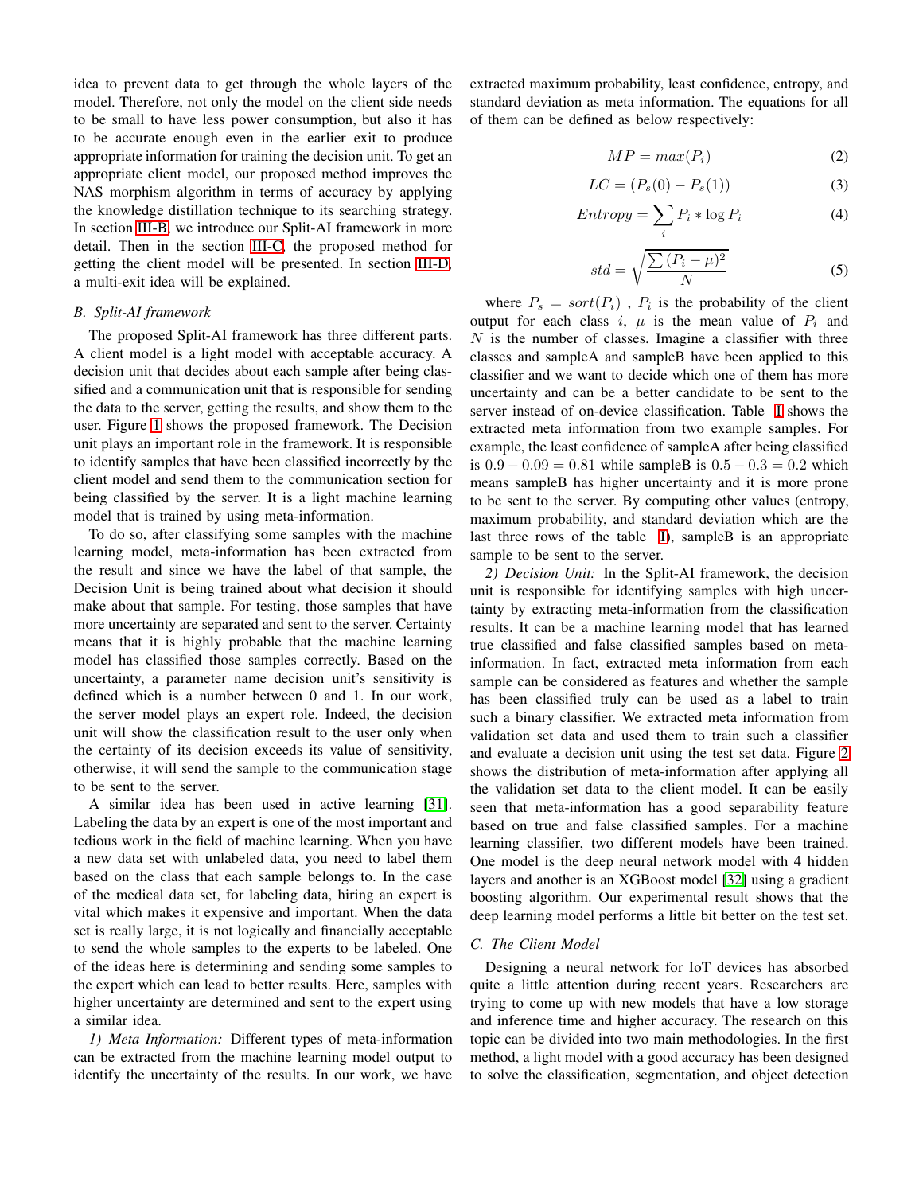idea to prevent data to get through the whole layers of the model. Therefore, not only the model on the client side needs to be small to have less power consumption, but also it has to be accurate enough even in the earlier exit to produce appropriate information for training the decision unit. To get an appropriate client model, our proposed method improves the NAS morphism algorithm in terms of accuracy by applying the knowledge distillation technique to its searching strategy. In section III-B, we introduce our Split-AI framework in more detail. Then in the section III-C, the proposed method for getting the client model will be presented. In section III-D, a multi-exit idea will be explained.

### B. Split-AI framework

The proposed Split-AI framework has three different parts. A client model is a light model with acceptable accuracy. A decision unit that decides about each sample after being classified and a communication unit that is responsible for sending the data to the server, getting the results, and show them to the user. Figure 1 shows the proposed framework. The Decision unit plays an important role in the framework. It is responsible to identify samples that have been classified incorrectly by the client model and send them to the communication section for being classified by the server. It is a light machine learning model that is trained by using meta-information.

To do so, after classifying some samples with the machine learning model, meta-information has been extracted from the result and since we have the label of that sample, the Decision Unit is being trained about what decision it should make about that sample. For testing, those samples that have more uncertainty are separated and sent to the server. Certainty means that it is highly probable that the machine learning model has classified those samples correctly. Based on the uncertainty, a parameter name decision unit's sensitivity is defined which is a number between 0 and 1. In our work, the server model plays an expert role. Indeed, the decision unit will show the classification result to the user only when the certainty of its decision exceeds its value of sensitivity, otherwise, it will send the sample to the communication stage to be sent to the server.

A similar idea has been used in active learning [31]. Labeling the data by an expert is one of the most important and tedious work in the field of machine learning. When you have a new data set with unlabeled data, you need to label them based on the class that each sample belongs to. In the case of the medical data set, for labeling data, hiring an expert is vital which makes it expensive and important. When the data set is really large, it is not logically and financially acceptable to send the whole samples to the experts to be labeled. One of the ideas here is determining and sending some samples to the expert which can lead to better results. Here, samples with higher uncertainty are determined and sent to the expert using a similar idea.

*1) Meta Information:* Different types of meta-information can be extracted from the machine learning model output to identify the uncertainty of the results. In our work, we have extracted maximum probability, least confidence, entropy, and standard deviation as meta information. The equations for all of them can be defined as below respectively:

$$MP = max(P_i) \tag{2}$$

$$LC = (P_s(0) - P_s(1)) \tag{3}$$

$$Entropy = \sum_i P_i * \log P_i \tag{4}$$

$$std = \sqrt{\frac{\sum (P_i - \mu)^2}{N}} \tag{5}$$

where $P_s = sort(P_i)$ , $P_i$ is the probability of the client output for each class $i$, $\mu$ is the mean value of $P_i$ and $N$ is the number of classes. Imagine a classifier with three classes and sampleA and sampleB have been applied to this classifier and we want to decide which one of them has more uncertainty and can be a better candidate to be sent to the server instead of on-device classification. Table I shows the extracted meta information from two example samples. For example, the least confidence of sampleA after being classified is $0.9 - 0.09 = 0.81$ while sampleB is $0.5 - 0.3 = 0.2$ which means sampleB has higher uncertainty and it is more prone to be sent to the server. By computing other values (entropy, maximum probability, and standard deviation which are the last three rows of the table I), sampleB is an appropriate sample to be sent to the server.

*2) Decision Unit:* In the Split-AI framework, the decision unit is responsible for identifying samples with high uncertainty by extracting meta-information from the classification results. It can be a machine learning model that has learned true classified and false classified samples based on meta-information. In fact, extracted meta information from each sample can be considered as features and whether the sample has been classified truly can be used as a label to train such a binary classifier. We extracted meta information from validation set data and used them to train such a classifier and evaluate a decision unit using the test set data. Figure 2 shows the distribution of meta-information after applying all the validation set data to the client model. It can be easily seen that meta-information has a good separability feature based on true and false classified samples. For a machine learning classifier, two different models have been trained. One model is the deep neural network model with 4 hidden layers and another is an XGBoost model [32] using a gradient boosting algorithm. Our experimental result shows that the deep learning model performs a little bit better on the test set.

### C. The Client Model

Designing a neural network for IoT devices has absorbed quite a little attention during recent years. Researchers are trying to come up with new models that have a low storage and inference time and higher accuracy. The research on this topic can be divided into two main methodologies. In the first method, a light model with a good accuracy has been designed to solve the classification, segmentation, and object detection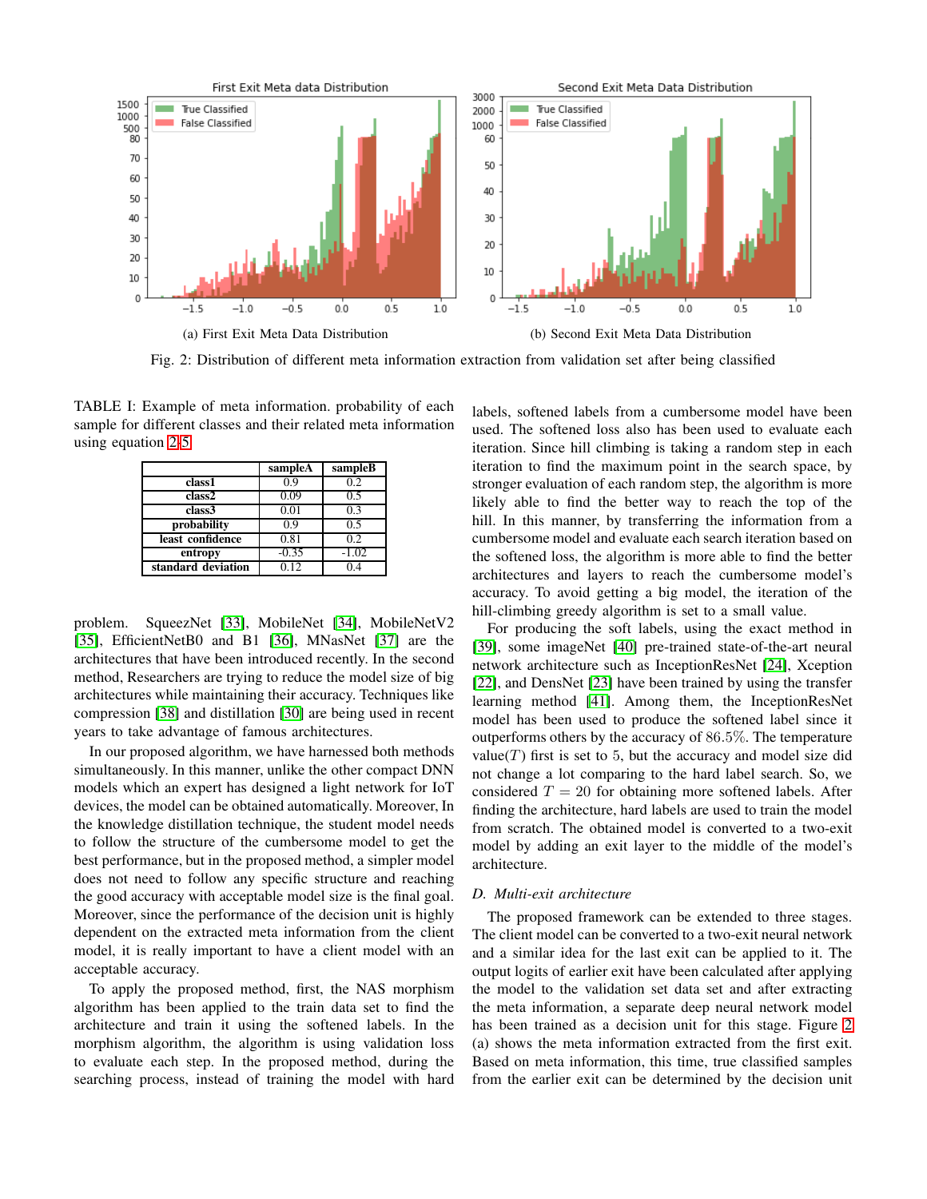(a) First Exit Meta Data Distribution

(b) Second Exit Meta Data Distribution

Fig. 2: Distribution of different meta information extraction from validation set after being classified

TABLE I: Example of meta information. probability of each sample for different classes and their related meta information using equation 2-5

|  | sampleA | sampleB |
|---|---|---|
| class1 | 0.9 | 0.2 |
| class2 | 0.09 | 0.5 |
| class3 | 0.01 | 0.3 |
| probability | 0.9 | 0.5 |
| least confidence | 0.81 | 0.2 |
| entropy | -0.35 | -1.02 |
| standard deviation | 0.12 | 0.4 |

problem. SqueezNet [33], MobileNet [34], MobileNetV2 [35], EfficientNetB0 and B1 [36], MNasNet [37] are the architectures that have been introduced recently. In the second method, Researchers are trying to reduce the model size of big architectures while maintaining their accuracy. Techniques like compression [38] and distillation [30] are being used in recent years to take advantage of famous architectures.

In our proposed algorithm, we have harnessed both methods simultaneously. In this manner, unlike the other compact DNN models which an expert has designed a light network for IoT devices, the model can be obtained automatically. Moreover, In the knowledge distillation technique, the student model needs to follow the structure of the cumbersome model to get the best performance, but in the proposed method, a simpler model does not need to follow any specific structure and reaching the good accuracy with acceptable model size is the final goal. Moreover, since the performance of the decision unit is highly dependent on the extracted meta information from the client model, it is really important to have a client model with an acceptable accuracy.

To apply the proposed method, first, the NAS morphism algorithm has been applied to the train data set to find the architecture and train it using the softened labels. In the morphism algorithm, the algorithm is using validation loss to evaluate each step. In the proposed method, during the searching process, instead of training the model with hard labels, softened labels from a cumbersome model have been used. The softened loss also has been used to evaluate each iteration. Since hill climbing is taking a random step in each iteration to find the maximum point in the search space, by stronger evaluation of each random step, the algorithm is more likely able to find the better way to reach the top of the hill. In this manner, by transferring the information from a cumbersome model and evaluate each search iteration based on the softened loss, the algorithm is more able to find the better architectures and layers to reach the cumbersome model's accuracy. To avoid getting a big model, the iteration of the hill-climbing greedy algorithm is set to a small value.

For producing the soft labels, using the exact method in [39], some imageNet [40] pre-trained state-of-the-art neural network architecture such as InceptionResNet [24], Xception [22], and DensNet [23] have been trained by using the transfer learning method [41]. Among them, the InceptionResNet model has been used to produce the softened label since it outperforms others by the accuracy of $86.5\%$. The temperature value($T$) first is set to 5, but the accuracy and model size did not change a lot comparing to the hard label search. So, we considered $T = 20$ for obtaining more softened labels. After finding the architecture, hard labels are used to train the model from scratch. The obtained model is converted to a two-exit model by adding an exit layer to the middle of the model's architecture.

### *D. Multi-exit architecture*

The proposed framework can be extended to three stages. The client model can be converted to a two-exit neural network and a similar idea for the last exit can be applied to it. The output logits of earlier exit have been calculated after applying the model to the validation set data set and after extracting the meta information, a separate deep neural network model has been trained as a decision unit for this stage. Figure 2 (a) shows the meta information extracted from the first exit. Based on meta information, this time, true classified samples from the earlier exit can be determined by the decision unit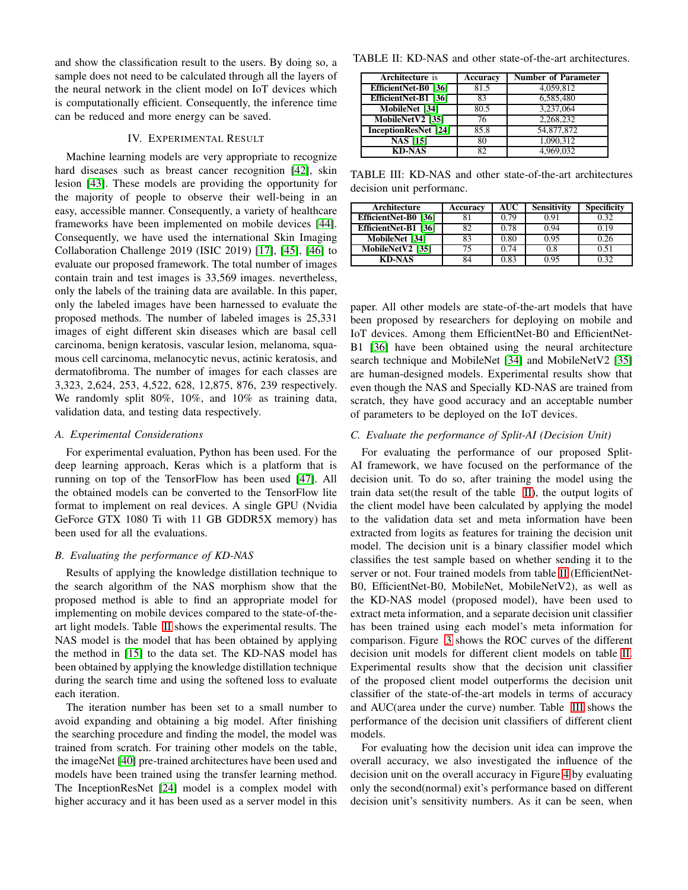and show the classification result to the users. By doing so, a sample does not need to be calculated through all the layers of the neural network in the client model on IoT devices which is computationally efficient. Consequently, the inference time can be reduced and more energy can be saved.

## IV. Experimental Result

Machine learning models are very appropriate to recognize hard diseases such as breast cancer recognition [42], skin lesion [43]. These models are providing the opportunity for the majority of people to observe their well-being in an easy, accessible manner. Consequently, a variety of healthcare frameworks have been implemented on mobile devices [44]. Consequently, we have used the international Skin Imaging Collaboration Challenge 2019 (ISIC 2019) [17], [45], [46] to evaluate our proposed framework. The total number of images contain train and test images is 33,569 images. nevertheless, only the labels of the training data are available. In this paper, only the labeled images have been harnessed to evaluate the proposed methods. The number of labeled images is 25,331 images of eight different skin diseases which are basal cell carcinoma, benign keratosis, vascular lesion, melanoma, squamous cell carcinoma, melanocytic nevus, actinic keratosis, and dermatofibroma. The number of images for each classes are 3,323, 2,624, 253, 4,522, 628, 12,875, 876, 239 respectively. We randomly split 80%, 10%, and 10% as training data, validation data, and testing data respectively.

### A. Experimental Considerations

For experimental evaluation, Python has been used. For the deep learning approach, Keras which is a platform that is running on top of the TensorFlow has been used [47]. All the obtained models can be converted to the TensorFlow lite format to implement on real devices. A single GPU (Nvidia GeForce GTX 1080 Ti with 11 GB GDDR5X memory) has been used for all the evaluations.

### B. Evaluating the performance of KD-NAS

Results of applying the knowledge distillation technique to the search algorithm of the NAS morphism show that the proposed method is able to find an appropriate model for implementing on mobile devices compared to the state-of-the-art light models. Table II shows the experimental results. The NAS model is the model that has been obtained by applying the method in [15] to the data set. The KD-NAS model has been obtained by applying the knowledge distillation technique during the search time and using the softened loss to evaluate each iteration.

The iteration number has been set to a small number to avoid expanding and obtaining a big model. After finishing the searching procedure and finding the model, the model was trained from scratch. For training other models on the table, the imageNet [40] pre-trained architectures have been used and models have been trained using the transfer learning method. The InceptionResNet [24] model is a complex model with higher accuracy and it has been used as a server model in this paper. All other models are state-of-the-art models that have been proposed by researchers for deploying on mobile and IoT devices. Among them EfficientNet-B0 and EfficientNet-B1 [36] have been obtained using the neural architecture search technique and MobileNet [34] and MobileNetV2 [35] are human-designed models. Experimental results show that even though the NAS and Specially KD-NAS are trained from scratch, they have good accuracy and an acceptable number of parameters to be deployed on the IoT devices.

TABLE II: KD-NAS and other state-of-the-art architectures.

| Architecture is | Accuracy | Number of Parameter |
|---|---|---|
| EfficientNet-B0 [36] | 81.5 | 4,059,812 |
| EfficientNet-B1 [36] | 83 | 6,585,480 |
| MobileNet [34] | 80.5 | 3,237,064 |
| MobileNetV2 [35] | 76 | 2,268,232 |
| InceptionResNet [24] | 85.8 | 54,877,872 |
| NAS [15] | 80 | 1,090,312 |
| KD-NAS | 82 | 4,969,032 |

TABLE III: KD-NAS and other state-of-the-art architectures decision unit performanc.

| Architecture | Accuracy | AUC | Sensitivity | Specificity |
|---|---|---|---|---|
| EfficientNet-B0 [36] | 81 | 0.79 | 0.91 | 0.32 |
| EfficientNet-B1 [36] | 82 | 0.78 | 0.94 | 0.19 |
| MobileNet [34] | 83 | 0.80 | 0.95 | 0.26 |
| MobileNetV2 [35] | 75 | 0.74 | 0.8 | 0.51 |
| KD-NAS | 84 | 0.83 | 0.95 | 0.32 |

### C. Evaluate the performance of Split-AI (Decision Unit)

For evaluating the performance of our proposed Split-AI framework, we have focused on the performance of the decision unit. To do so, after training the model using the train data set(the result of the table II), the output logits of the client model have been calculated by applying the model to the validation data set and meta information have been extracted from logits as features for training the decision unit model. The decision unit is a binary classifier model which classifies the test sample based on whether sending it to the server or not. Four trained models from table II (EfficientNet-B0, EfficientNet-B0, MobileNet, MobileNetV2), as well as the KD-NAS model (proposed model), have been used to extract meta information, and a separate decision unit classifier has been trained using each model's meta information for comparison. Figure 3 shows the ROC curves of the different decision unit models for different client models on table II. Experimental results show that the decision unit classifier of the proposed client model outperforms the decision unit classifier of the state-of-the-art models in terms of accuracy and AUC(area under the curve) number. Table III shows the performance of the decision unit classifiers of different client models.

For evaluating how the decision unit idea can improve the overall accuracy, we also investigated the influence of the decision unit on the overall accuracy in Figure 4 by evaluating only the second(normal) exit's performance based on different decision unit's sensitivity numbers. As it can be seen, when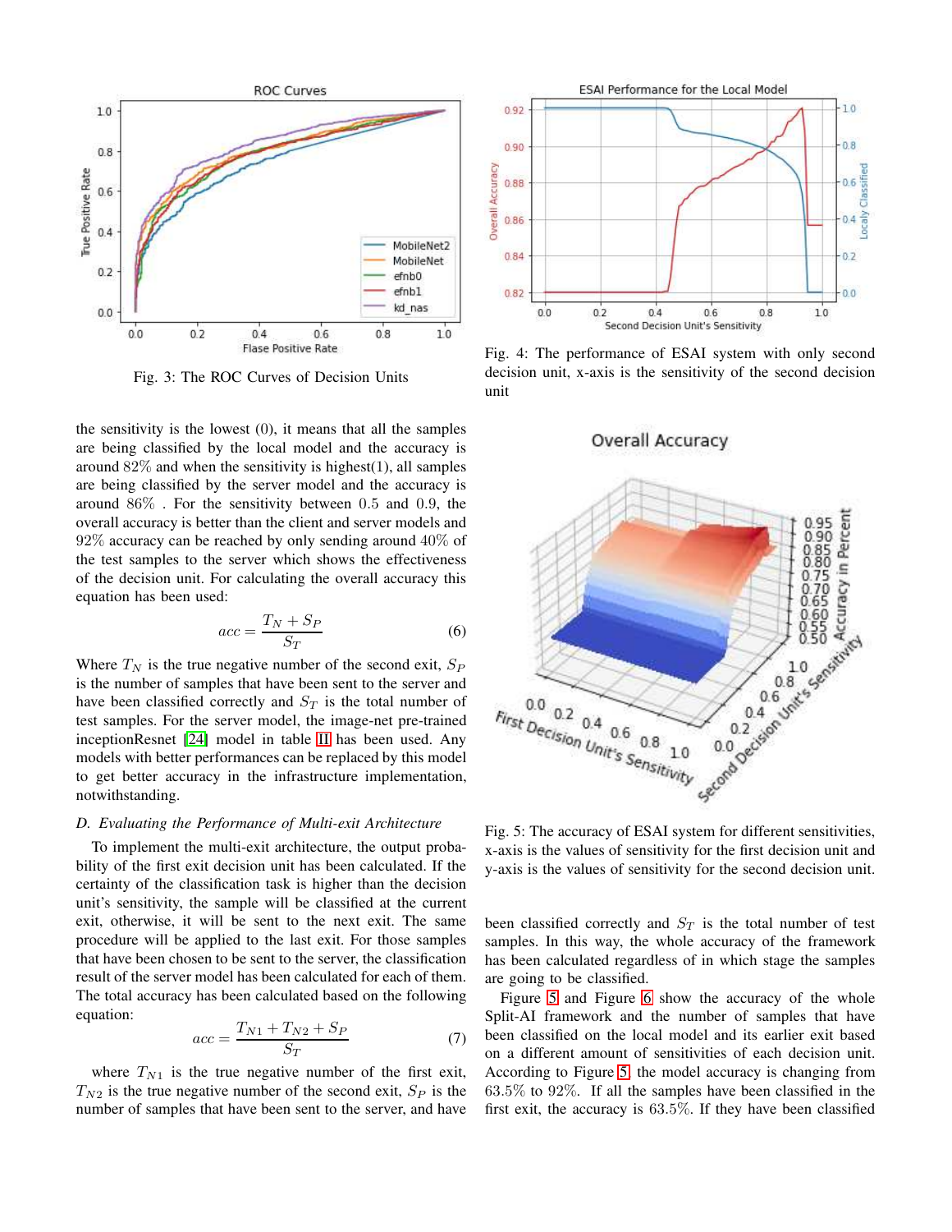Fig. 3: The ROC Curves of Decision Units

Fig. 4: The performance of ESAI system with only second decision unit, x-axis is the sensitivity of the second decision unit

the sensitivity is the lowest (0), it means that all the samples are being classified by the local model and the accuracy is around 82% and when the sensitivity is highest(1), all samples are being classified by the server model and the accuracy is around 86% . For the sensitivity between 0.5 and 0.9, the overall accuracy is better than the client and server models and 92% accuracy can be reached by only sending around 40% of the test samples to the server which shows the effectiveness of the decision unit. For calculating the overall accuracy this equation has been used:

$$acc = \frac{T_N + S_P}{S_T} \tag{6}$$

Where $T_N$ is the true negative number of the second exit, $S_P$ is the number of samples that have been sent to the server and have been classified correctly and $S_T$ is the total number of test samples. For the server model, the image-net pre-trained inceptionResnet [24] model in table II has been used. Any models with better performances can be replaced by this model to get better accuracy in the infrastructure implementation, notwithstanding.

### D. Evaluating the Performance of Multi-exit Architecture

To implement the multi-exit architecture, the output probability of the first exit decision unit has been calculated. If the certainty of the classification task is higher than the decision unit's sensitivity, the sample will be classified at the current exit, otherwise, it will be sent to the next exit. The same procedure will be applied to the last exit. For those samples that have been chosen to be sent to the server, the classification result of the server model has been calculated for each of them. The total accuracy has been calculated based on the following equation:

$$acc = \frac{T_{N1} + T_{N2} + S_P}{S_T} \tag{7}$$

where $T_{N1}$ is the true negative number of the first exit, $T_{N2}$ is the true negative number of the second exit, $S_P$ is the number of samples that have been sent to the server, and have been classified correctly and $S_T$ is the total number of test samples. In this way, the whole accuracy of the framework has been calculated regardless of in which stage the samples are going to be classified.

Fig. 5: The accuracy of ESAI system for different sensitivities, x-axis is the values of sensitivity for the first decision unit and y-axis is the values of sensitivity for the second decision unit.

Figure 5 and Figure 6 show the accuracy of the whole Split-AI framework and the number of samples that have been classified on the local model and its earlier exit based on a different amount of sensitivities of each decision unit. According to Figure 5, the model accuracy is changing from 63.5% to 92%. If all the samples have been classified in the first exit, the accuracy is 63.5%. If they have been classified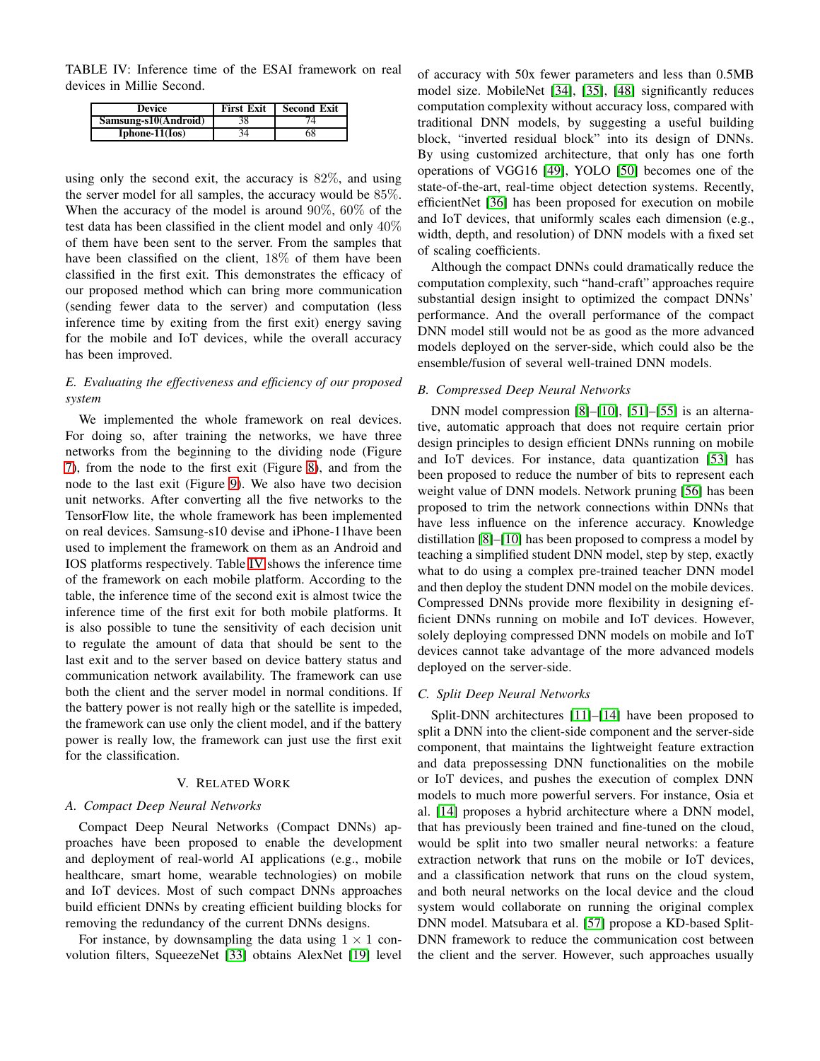TABLE IV: Inference time of the ESAI framework on real devices in Millie Second.

| Device | First Exit | Second Exit |
|---|---|---|
| Samsung-s10(Android) | 38 | 74 |
| Iphone-11(Ios) | 34 | 68 |

using only the second exit, the accuracy is 82%, and using the server model for all samples, the accuracy would be 85%. When the accuracy of the model is around 90%, 60% of the test data has been classified in the client model and only 40% of them have been sent to the server. From the samples that have been classified on the client, 18% of them have been classified in the first exit. This demonstrates the efficacy of our proposed method which can bring more communication (sending fewer data to the server) and computation (less inference time by exiting from the first exit) energy saving for the mobile and IoT devices, while the overall accuracy has been improved.

### *E. Evaluating the effectiveness and efficiency of our proposed system*

We implemented the whole framework on real devices. For doing so, after training the networks, we have three networks from the beginning to the dividing node (Figure 7), from the node to the first exit (Figure 8), and from the node to the last exit (Figure 9). We also have two decision unit networks. After converting all the five networks to the TensorFlow lite, the whole framework has been implemented on real devices. Samsung-s10 devise and iPhone-11have been used to implement the framework on them as an Android and IOS platforms respectively. Table IV shows the inference time of the framework on each mobile platform. According to the table, the inference time of the second exit is almost twice the inference time of the first exit for both mobile platforms. It is also possible to tune the sensitivity of each decision unit to regulate the amount of data that should be sent to the last exit and to the server based on device battery status and communication network availability. The framework can use both the client and the server model in normal conditions. If the battery power is not really high or the satellite is impeded, the framework can use only the client model, and if the battery power is really low, the framework can just use the first exit for the classification.

## V. Related Work

### *A. Compact Deep Neural Networks*

Compact Deep Neural Networks (Compact DNNs) approaches have been proposed to enable the development and deployment of real-world AI applications (e.g., mobile healthcare, smart home, wearable technologies) on mobile and IoT devices. Most of such compact DNNs approaches build efficient DNNs by creating efficient building blocks for removing the redundancy of the current DNNs designs.

For instance, by downsampling the data using $1 \times 1$ convolution filters, SqueezeNet [33] obtains AlexNet [19] level of accuracy with 50x fewer parameters and less than 0.5MB model size. MobileNet [34], [35], [48] significantly reduces computation complexity without accuracy loss, compared with traditional DNN models, by suggesting a useful building block, "inverted residual block" into its design of DNNs. By using customized architecture, that only has one forth operations of VGG16 [49], YOLO [50] becomes one of the state-of-the-art, real-time object detection systems. Recently, efficientNet [36] has been proposed for execution on mobile and IoT devices, that uniformly scales each dimension (e.g., width, depth, and resolution) of DNN models with a fixed set of scaling coefficients.

Although the compact DNNs could dramatically reduce the computation complexity, such "hand-craft" approaches require substantial design insight to optimized the compact DNNs' performance. And the overall performance of the compact DNN model still would not be as good as the more advanced models deployed on the server-side, which could also be the ensemble/fusion of several well-trained DNN models.

### *B. Compressed Deep Neural Networks*

DNN model compression [8]–[10], [51]–[55] is an alternative, automatic approach that does not require certain prior design principles to design efficient DNNs running on mobile and IoT devices. For instance, data quantization [53] has been proposed to reduce the number of bits to represent each weight value of DNN models. Network pruning [56] has been proposed to trim the network connections within DNNs that have less influence on the inference accuracy. Knowledge distillation [8]–[10] has been proposed to compress a model by teaching a simplified student DNN model, step by step, exactly what to do using a complex pre-trained teacher DNN model and then deploy the student DNN model on the mobile devices. Compressed DNNs provide more flexibility in designing efficient DNNs running on mobile and IoT devices. However, solely deploying compressed DNN models on mobile and IoT devices cannot take advantage of the more advanced models deployed on the server-side.

### *C. Split Deep Neural Networks*

Split-DNN architectures [11]–[14] have been proposed to split a DNN into the client-side component and the server-side component, that maintains the lightweight feature extraction and data prepossessing DNN functionalities on the mobile or IoT devices, and pushes the execution of complex DNN models to much more powerful servers. For instance, Osia et al. [14] proposes a hybrid architecture where a DNN model, that has previously been trained and fine-tuned on the cloud, would be split into two smaller neural networks: a feature extraction network that runs on the mobile or IoT devices, and a classification network that runs on the cloud system, and both neural networks on the local device and the cloud system would collaborate on running the original complex DNN model. Matsubara et al. [57] propose a KD-based Split-DNN framework to reduce the communication cost between the client and the server. However, such approaches usually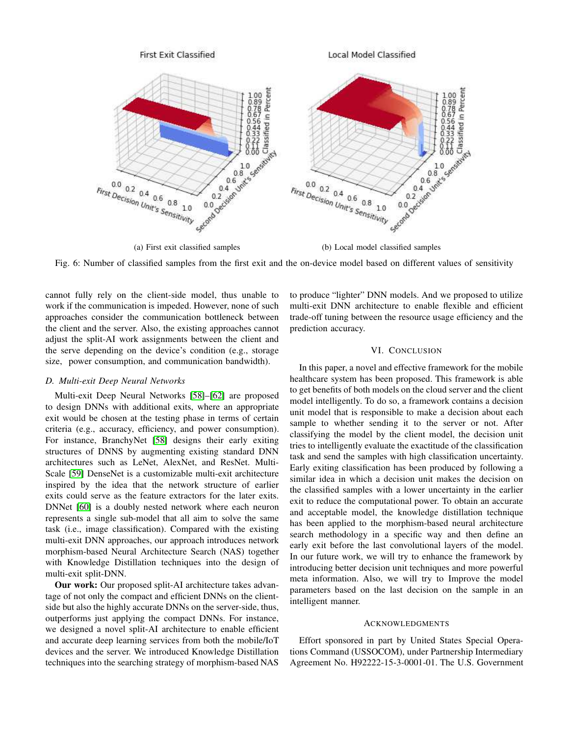(a) First exit classified samples

(b) Local model classified samples

Fig. 6: Number of classified samples from the first exit and the on-device model based on different values of sensitivity

cannot fully rely on the client-side model, thus unable to work if the communication is impeded. However, none of such approaches consider the communication bottleneck between the client and the server. Also, the existing approaches cannot adjust the split-AI work assignments between the client and the serve depending on the device's condition (e.g., storage size, power consumption, and communication bandwidth).

### D. Multi-exit Deep Neural Networks

Multi-exit Deep Neural Networks [58]–[62] are proposed to design DNNs with additional exits, where an appropriate exit would be chosen at the testing phase in terms of certain criteria (e.g., accuracy, efficiency, and power consumption). For instance, BranchyNet [58] designs their early exiting structures of DNNS by augmenting existing standard DNN architectures such as LeNet, AlexNet, and ResNet. Multi-Scale [59] DenseNet is a customizable multi-exit architecture inspired by the idea that the network structure of earlier exits could serve as the feature extractors for the later exits. DNNet [60] is a doubly nested network where each neuron represents a single sub-model that all aim to solve the same task (i.e., image classification). Compared with the existing multi-exit DNN approaches, our approach introduces network morphism-based Neural Architecture Search (NAS) together with Knowledge Distillation techniques into the design of multi-exit split-DNN.

**Our work:** Our proposed split-AI architecture takes advantage of not only the compact and efficient DNNs on the client-side but also the highly accurate DNNs on the server-side, thus, outperforms just applying the compact DNNs. For instance, we designed a novel split-AI architecture to enable efficient and accurate deep learning services from both the mobile/IoT devices and the server. We introduced Knowledge Distillation techniques into the searching strategy of morphism-based NAS to produce "lighter" DNN models. And we proposed to utilize multi-exit DNN architecture to enable flexible and efficient trade-off tuning between the resource usage efficiency and the prediction accuracy.

## VI. Conclusion

In this paper, a novel and effective framework for the mobile healthcare system has been proposed. This framework is able to get benefits of both models on the cloud server and the client model intelligently. To do so, a framework contains a decision unit model that is responsible to make a decision about each sample to whether sending it to the server or not. After classifying the model by the client model, the decision unit tries to intelligently evaluate the exactitude of the classification task and send the samples with high classification uncertainty. Early exiting classification has been produced by following a similar idea in which a decision unit makes the decision on the classified samples with a lower uncertainty in the earlier exit to reduce the computational power. To obtain an accurate and acceptable model, the knowledge distillation technique has been applied to the morphism-based neural architecture search methodology in a specific way and then define an early exit before the last convolutional layers of the model. In our future work, we will try to enhance the framework by introducing better decision unit techniques and more powerful meta information. Also, we will try to Improve the model parameters based on the last decision on the sample in an intelligent manner.

## Acknowledgments

Effort sponsored in part by United States Special Operations Command (USSOCOM), under Partnership Intermediary Agreement No. H92222-15-3-0001-01. The U.S. Government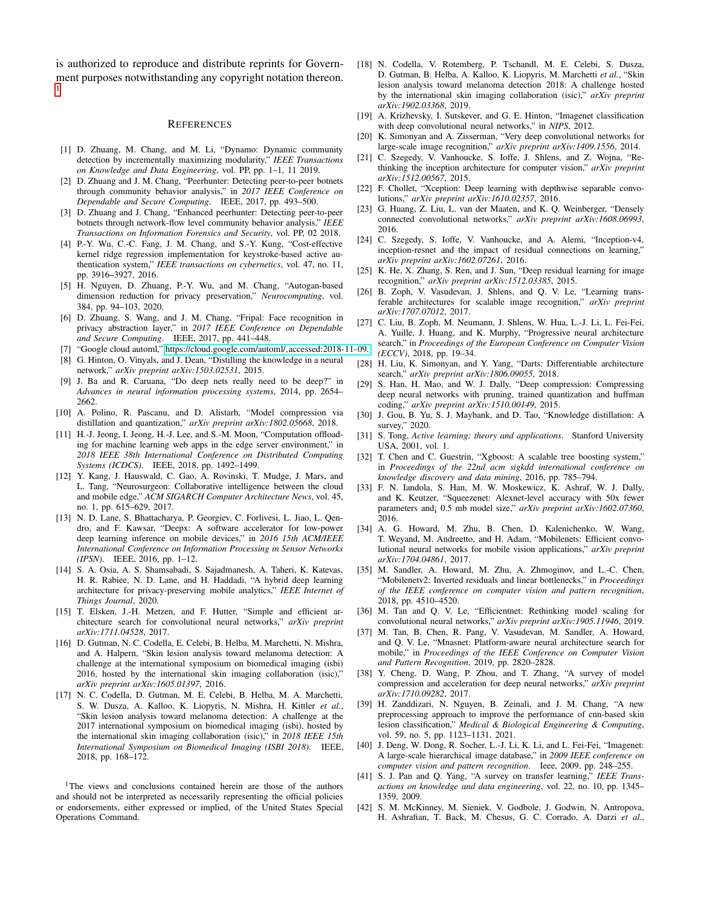is authorized to reproduce and distribute reprints for Government purposes notwithstanding any copyright notation thereon. [1]

## References

[1] D. Zhuang, M. Chang, and M. Li, "Dynamo: Dynamic community detection by incrementally maximizing modularity," *IEEE Transactions on Knowledge and Data Engineering*, vol. PP, pp. 1–1, 11 2019.

[2] D. Zhuang and J. M. Chang, "Peerhunter: Detecting peer-to-peer botnets through community behavior analysis," in *2017 IEEE Conference on Dependable and Secure Computing*. IEEE, 2017, pp. 493–500.

[3] D. Zhuang and J. Chang, "Enhanced peerhunter: Detecting peer-to-peer botnets through network-flow level community behavior analysis," *IEEE Transactions on Information Forensics and Security*, vol. PP, 02 2018.

[4] P.-Y. Wu, C.-C. Fang, J. M. Chang, and S.-Y. Kung, "Cost-effective kernel ridge regression implementation for keystroke-based active authentication system," *IEEE transactions on cybernetics*, vol. 47, no. 11, pp. 3916–3927, 2016.

[5] H. Nguyen, D. Zhuang, P.-Y. Wu, and M. Chang, "Autogan-based dimension reduction for privacy preservation," *Neurocomputing*, vol. 384, pp. 94–103, 2020.

[6] D. Zhuang, S. Wang, and J. M. Chang, "Fripal: Face recognition in privacy abstraction layer," in *2017 IEEE Conference on Dependable and Secure Computing*. IEEE, 2017, pp. 441–448.

[7] "Google cloud automl," https://cloud.google.com/automl/,accessed:2018-11-09.

[8] G. Hinton, O. Vinyals, and J. Dean, "Distilling the knowledge in a neural network," *arXiv preprint arXiv:1503.02531*, 2015.

[9] J. Ba and R. Caruana, "Do deep nets really need to be deep?" in *Advances in neural information processing systems*, 2014, pp. 2654–2662.

[10] A. Polino, R. Pascanu, and D. Alistarh, "Model compression via distillation and quantization," *arXiv preprint arXiv:1802.05668*, 2018.

[11] H.-J. Jeong, I. Jeong, H.-J. Lee, and S.-M. Moon, "Computation offloading for machine learning web apps in the edge server environment," in *2018 IEEE 38th International Conference on Distributed Computing Systems (ICDCS)*. IEEE, 2018, pp. 1492–1499.

[12] Y. Kang, J. Hauswald, C. Gao, A. Rovinski, T. Mudge, J. Mars, and L. Tang, "Neurosurgeon: Collaborative intelligence between the cloud and mobile edge," *ACM SIGARCH Computer Architecture News*, vol. 45, no. 1, pp. 615–629, 2017.

[13] N. D. Lane, S. Bhattacharya, P. Georgiev, C. Forlivesi, L. Jiao, L. Qendro, and F. Kawsar, "Deepx: A software accelerator for low-power deep learning inference on mobile devices," in *2016 15th ACM/IEEE International Conference on Information Processing in Sensor Networks (IPSN)*. IEEE, 2016, pp. 1–12.

[14] S. A. Osia, A. S. Shamsabadi, S. Sajadmanesh, A. Taheri, K. Katevas, H. R. Rabiee, N. D. Lane, and H. Haddadi, "A hybrid deep learning architecture for privacy-preserving mobile analytics," *IEEE Internet of Things Journal*, 2020.

[15] T. Elsken, J.-H. Metzen, and F. Hutter, "Simple and efficient architecture search for convolutional neural networks," *arXiv preprint arXiv:1711.04528*, 2017.

[16] D. Gutman, N. C. Codella, E. Celebi, B. Helba, M. Marchetti, N. Mishra, and A. Halpern, "Skin lesion analysis toward melanoma detection: A challenge at the international symposium on biomedical imaging (isbi) 2016, hosted by the international skin imaging collaboration (isic)," *arXiv preprint arXiv:1605.01397*, 2016.

[17] N. C. Codella, D. Gutman, M. E. Celebi, B. Helba, M. A. Marchetti, S. W. Dusza, A. Kalloo, K. Liopyris, N. Mishra, H. Kittler *et al.*, "Skin lesion analysis toward melanoma detection: A challenge at the 2017 international symposium on biomedical imaging (isbi), hosted by the international skin imaging collaboration (isic)," in *2018 IEEE 15th International Symposium on Biomedical Imaging (ISBI 2018)*. IEEE, 2018, pp. 168–172.

[18] N. Codella, V. Rotemberg, P. Tschandl, M. E. Celebi, S. Dusza, D. Gutman, B. Helba, A. Kalloo, K. Liopyris, M. Marchetti *et al.*, "Skin lesion analysis toward melanoma detection 2018: A challenge hosted by the international skin imaging collaboration (isic)," *arXiv preprint arXiv:1902.03368*, 2019.

[19] A. Krizhevsky, I. Sutskever, and G. E. Hinton, "Imagenet classification with deep convolutional neural networks," in *NIPS*, 2012.

[20] K. Simonyan and A. Zisserman, "Very deep convolutional networks for large-scale image recognition," *arXiv preprint arXiv:1409.1556*, 2014.

[21] C. Szegedy, V. Vanhoucke, S. Ioffe, J. Shlens, and Z. Wojna, "Rethinking the inception architecture for computer vision," *arXiv preprint arXiv:1512.00567*, 2015.

[22] F. Chollet, "Xception: Deep learning with depthwise separable convolutions," *arXiv preprint arXiv:1610.02357*, 2016.

[23] G. Huang, Z. Liu, L. van der Maaten, and K. Q. Weinberger, "Densely connected convolutional networks," *arXiv preprint arXiv:1608.06993*, 2016.

[24] C. Szegedy, S. Ioffe, V. Vanhoucke, and A. Alemi, "Inception-v4, inception-resnet and the impact of residual connections on learning," *arXiv preprint arXiv:1602.07261*, 2016.

[25] K. He, X. Zhang, S. Ren, and J. Sun, "Deep residual learning for image recognition," *arXiv preprint arXiv:1512.03385*, 2015.

[26] B. Zoph, V. Vasudevan, J. Shlens, and Q. V. Le, "Learning transferable architectures for scalable image recognition," *arXiv preprint arXiv:1707.07012*, 2017.

[27] C. Liu, B. Zoph, M. Neumann, J. Shlens, W. Hua, L.-J. Li, L. Fei-Fei, A. Yuille, J. Huang, and K. Murphy, "Progressive neural architecture search," in *Proceedings of the European Conference on Computer Vision (ECCV)*, 2018, pp. 19–34.

[28] H. Liu, K. Simonyan, and Y. Yang, "Darts: Differentiable architecture search," *arXiv preprint arXiv:1806.09055*, 2018.

[29] S. Han, H. Mao, and W. J. Dally, "Deep compression: Compressing deep neural networks with pruning, trained quantization and huffman coding," *arXiv preprint arXiv:1510.00149*, 2015.

[30] J. Gou, B. Yu, S. J. Maybank, and D. Tao, "Knowledge distillation: A survey," 2020.

[31] S. Tong, *Active learning: theory and applications*. Stanford University USA, 2001, vol. 1.

[32] T. Chen and C. Guestrin, "Xgboost: A scalable tree boosting system," in *Proceedings of the 22nd acm sigkdd international conference on knowledge discovery and data mining*, 2016, pp. 785–794.

[33] F. N. Iandola, S. Han, M. W. Moskewicz, K. Ashraf, W. J. Dally, and K. Keutzer, "Squeezenet: Alexnet-level accuracy with 50x fewer parameters and¡ 0.5 mb model size," *arXiv preprint arXiv:1602.07360*, 2016.

[34] A. G. Howard, M. Zhu, B. Chen, D. Kalenichenko, W. Wang, T. Weyand, M. Andreetto, and H. Adam, "Mobilenets: Efficient convolutional neural networks for mobile vision applications," *arXiv preprint arXiv:1704.04861*, 2017.

[35] M. Sandler, A. Howard, M. Zhu, A. Zhmoginov, and L.-C. Chen, "Mobilenetv2: Inverted residuals and linear bottlenecks," in *Proceedings of the IEEE conference on computer vision and pattern recognition*, 2018, pp. 4510–4520.

[36] M. Tan and Q. V. Le, "Efficientnet: Rethinking model scaling for convolutional neural networks," *arXiv preprint arXiv:1905.11946*, 2019.

[37] M. Tan, B. Chen, R. Pang, V. Vasudevan, M. Sandler, A. Howard, and Q. V. Le, "Mnasnet: Platform-aware neural architecture search for mobile," in *Proceedings of the IEEE Conference on Computer Vision and Pattern Recognition*, 2019, pp. 2820–2828.

[38] Y. Cheng, D. Wang, P. Zhou, and T. Zhang, "A survey of model compression and acceleration for deep neural networks," *arXiv preprint arXiv:1710.09282*, 2017.

[39] H. Zanddizari, N. Nguyen, B. Zeinali, and J. M. Chang, "A new preprocessing approach to improve the performance of cnn-based skin lesion classification," *Medical & Biological Engineering & Computing*, vol. 59, no. 5, pp. 1123–1131, 2021.

[40] J. Deng, W. Dong, R. Socher, L.-J. Li, K. Li, and L. Fei-Fei, "Imagenet: A large-scale hierarchical image database," in *2009 IEEE conference on computer vision and pattern recognition*. Ieee, 2009, pp. 248–255.

[41] S. J. Pan and Q. Yang, "A survey on transfer learning," *IEEE Transactions on knowledge and data engineering*, vol. 22, no. 10, pp. 1345–1359, 2009.

[42] S. M. McKinney, M. Sieniek, V. Godbole, J. Godwin, N. Antropova, H. Ashrafian, T. Back, M. Chesus, G. C. Corrado, A. Darzi *et al.*,

[1] The views and conclusions contained herein are those of the authors and should not be interpreted as necessarily representing the official policies or endorsements, either expressed or implied, of the United States Special Operations Command.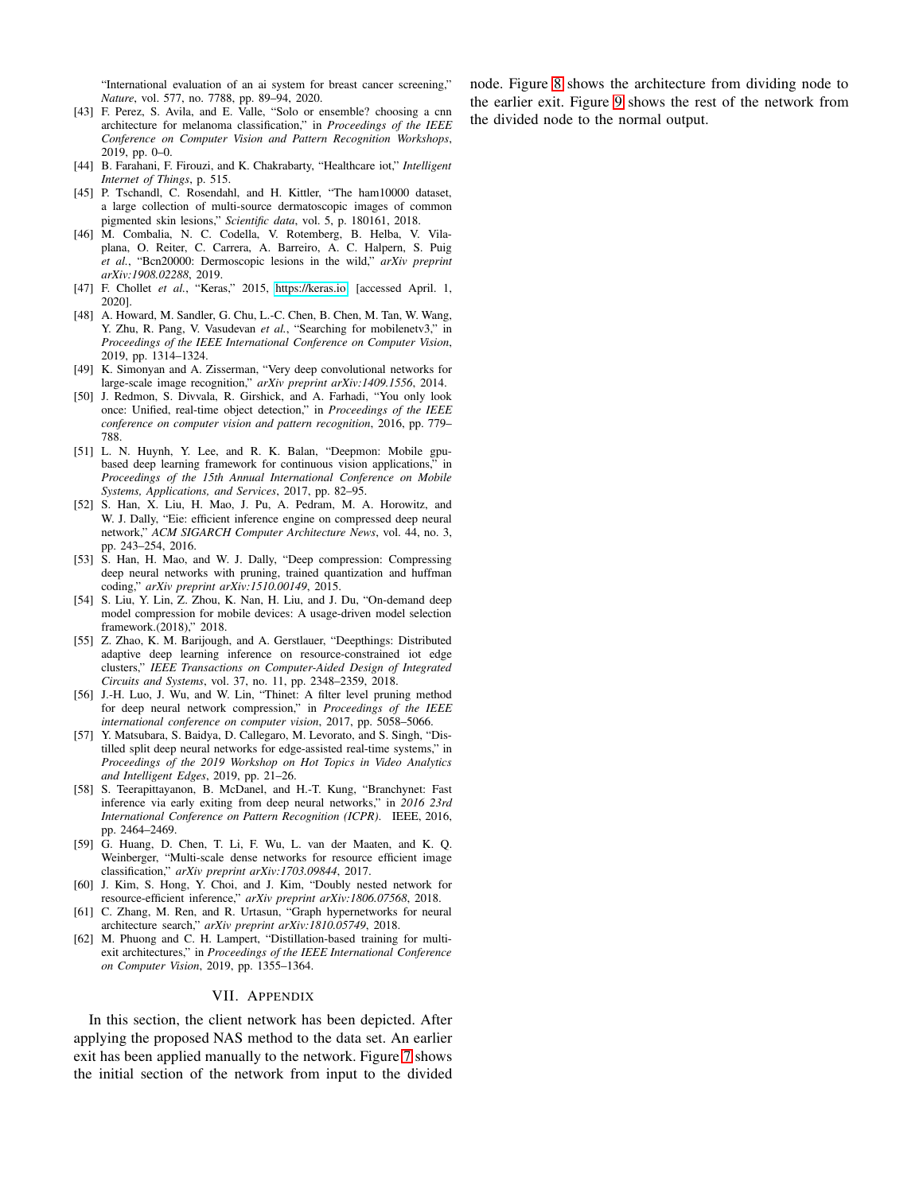"International evaluation of an ai system for breast cancer screening," *Nature*, vol. 577, no. 7788, pp. 89–94, 2020.

[43] F. Perez, S. Avila, and E. Valle, "Solo or ensemble? choosing a cnn architecture for melanoma classification," in *Proceedings of the IEEE Conference on Computer Vision and Pattern Recognition Workshops*, 2019, pp. 0–0.

[44] B. Farahani, F. Firouzi, and K. Chakrabarty, "Healthcare iot," *Intelligent Internet of Things*, p. 515.

[45] P. Tschandl, C. Rosendahl, and H. Kittler, "The ham10000 dataset, a large collection of multi-source dermatoscopic images of common pigmented skin lesions," *Scientific data*, vol. 5, p. 180161, 2018.

[46] M. Combalia, N. C. Codella, V. Rotemberg, B. Helba, V. Vilaplana, O. Reiter, C. Carrera, A. Barreiro, A. C. Halpern, S. Puig *et al.*, "Bcn20000: Dermoscopic lesions in the wild," *arXiv preprint arXiv:1908.02288*, 2019.

[47] F. Chollet *et al.*, "Keras," 2015, https://keras.io [accessed April. 1, 2020].

[48] A. Howard, M. Sandler, G. Chu, L.-C. Chen, B. Chen, M. Tan, W. Wang, Y. Zhu, R. Pang, V. Vasudevan *et al.*, "Searching for mobilenetv3," in *Proceedings of the IEEE International Conference on Computer Vision*, 2019, pp. 1314–1324.

[49] K. Simonyan and A. Zisserman, "Very deep convolutional networks for large-scale image recognition," *arXiv preprint arXiv:1409.1556*, 2014.

[50] J. Redmon, S. Divvala, R. Girshick, and A. Farhadi, "You only look once: Unified, real-time object detection," in *Proceedings of the IEEE conference on computer vision and pattern recognition*, 2016, pp. 779–788.

[51] L. N. Huynh, Y. Lee, and R. K. Balan, "Deepmon: Mobile gpu-based deep learning framework for continuous vision applications," in *Proceedings of the 15th Annual International Conference on Mobile Systems, Applications, and Services*, 2017, pp. 82–95.

[52] S. Han, X. Liu, H. Mao, J. Pu, A. Pedram, M. A. Horowitz, and W. J. Dally, "Eie: efficient inference engine on compressed deep neural network," *ACM SIGARCH Computer Architecture News*, vol. 44, no. 3, pp. 243–254, 2016.

[53] S. Han, H. Mao, and W. J. Dally, "Deep compression: Compressing deep neural networks with pruning, trained quantization and huffman coding," *arXiv preprint arXiv:1510.00149*, 2015.

[54] S. Liu, Y. Lin, Z. Zhou, K. Nan, H. Liu, and J. Du, "On-demand deep model compression for mobile devices: A usage-driven model selection framework.(2018)," 2018.

[55] Z. Zhao, K. M. Barijough, and A. Gerstlauer, "Deepthings: Distributed adaptive deep learning inference on resource-constrained iot edge clusters," *IEEE Transactions on Computer-Aided Design of Integrated Circuits and Systems*, vol. 37, no. 11, pp. 2348–2359, 2018.

[56] J.-H. Luo, J. Wu, and W. Lin, "Thinet: A filter level pruning method for deep neural network compression," in *Proceedings of the IEEE international conference on computer vision*, 2017, pp. 5058–5066.

[57] Y. Matsubara, S. Baidya, D. Callegaro, M. Levorato, and S. Singh, "Distilled split deep neural networks for edge-assisted real-time systems," in *Proceedings of the 2019 Workshop on Hot Topics in Video Analytics and Intelligent Edges*, 2019, pp. 21–26.

[58] S. Teerapittayanon, B. McDanel, and H.-T. Kung, "Branchynet: Fast inference via early exiting from deep neural networks," in *2016 23rd International Conference on Pattern Recognition (ICPR)*. IEEE, 2016, pp. 2464–2469.

[59] G. Huang, D. Chen, T. Li, F. Wu, L. van der Maaten, and K. Q. Weinberger, "Multi-scale dense networks for resource efficient image classification," *arXiv preprint arXiv:1703.09844*, 2017.

[60] J. Kim, S. Hong, Y. Choi, and J. Kim, "Doubly nested network for resource-efficient inference," *arXiv preprint arXiv:1806.07568*, 2018.

[61] C. Zhang, M. Ren, and R. Urtasun, "Graph hypernetworks for neural architecture search," *arXiv preprint arXiv:1810.05749*, 2018.

[62] M. Phuong and C. H. Lampert, "Distillation-based training for multi-exit architectures," in *Proceedings of the IEEE International Conference on Computer Vision*, 2019, pp. 1355–1364.

## VII. Appendix

In this section, the client network has been depicted. After applying the proposed NAS method to the data set. An earlier exit has been applied manually to the network. Figure 7 shows the initial section of the network from input to the divided node. Figure 8 shows the architecture from dividing node to the earlier exit. Figure 9 shows the rest of the network from the divided node to the normal output.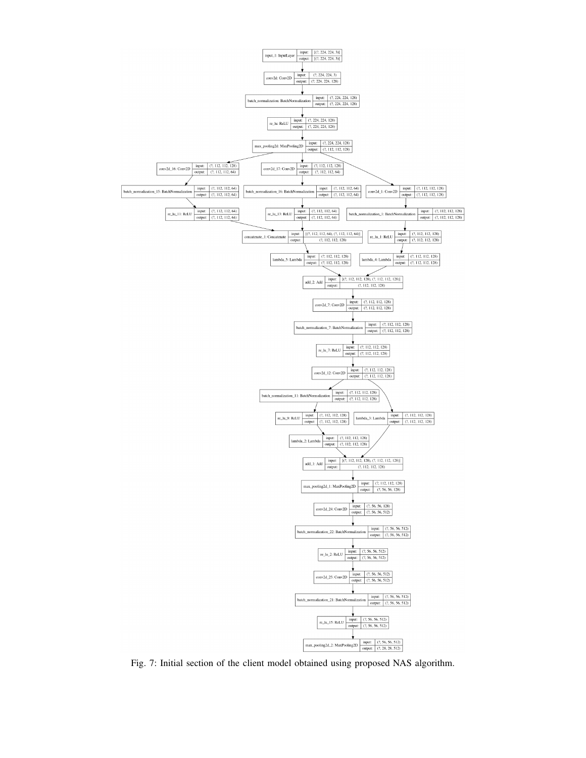Fig. 7: Initial section of the client model obtained using proposed NAS algorithm.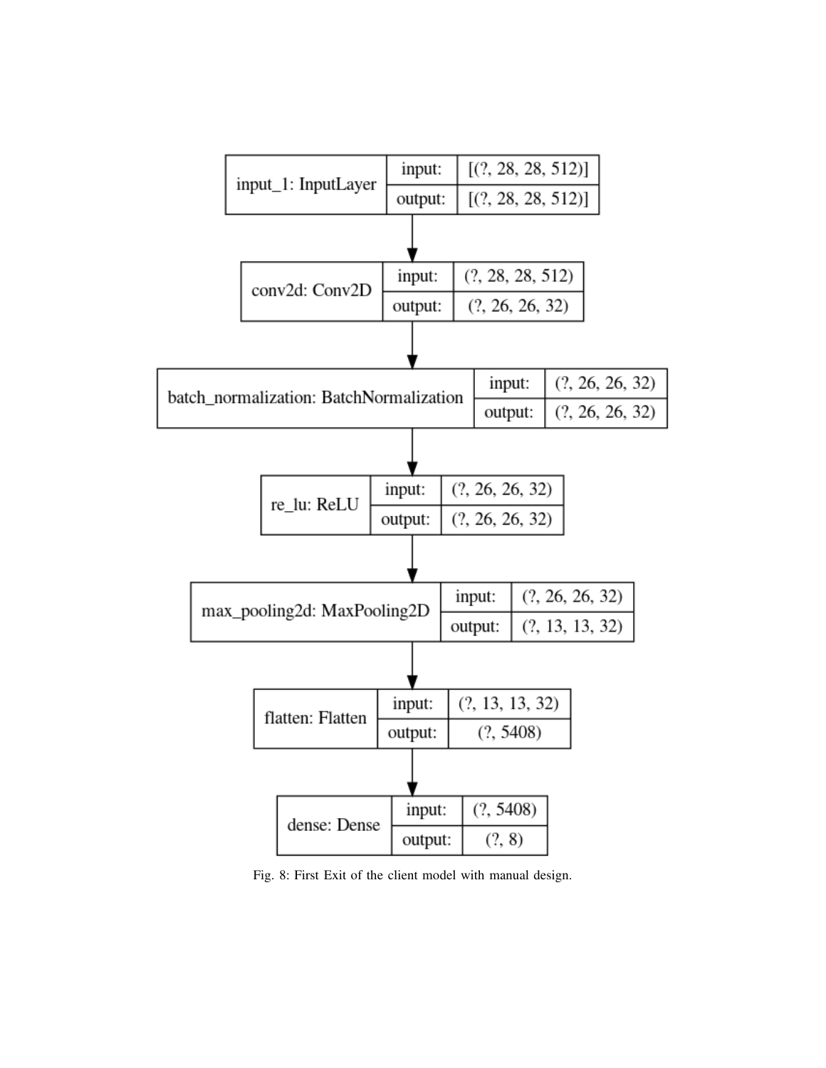| input_1: InputLayer | input: | [(?, 28, 28, 512)] |
| --- | --- | --- |
| | output: | [(?, 28, 28, 512)] |

| conv2d: Conv2D | input: | (?, 28, 28, 512) |
| --- | --- | --- |
| | output: | (?, 26, 26, 32) |

| batch_normalization: BatchNormalization | input: | (?, 26, 26, 32) |
| --- | --- | --- |
| | output: | (?, 26, 26, 32) |

| re_lu: ReLU | input: | (?, 26, 26, 32) |
| --- | --- | --- |
| | output: | (?, 26, 26, 32) |

| max_pooling2d: MaxPooling2D | input: | (?, 26, 26, 32) |
| --- | --- | --- |
| | output: | (?, 13, 13, 32) |

| flatten: Flatten | input: | (?, 13, 13, 32) |
| --- | --- | --- |
| | output: | (?, 5408) |

| dense: Dense | input: | (?, 5408) |
| --- | --- | --- |
| | output: | (?, 8) |

Fig. 8: First Exit of the client model with manual design.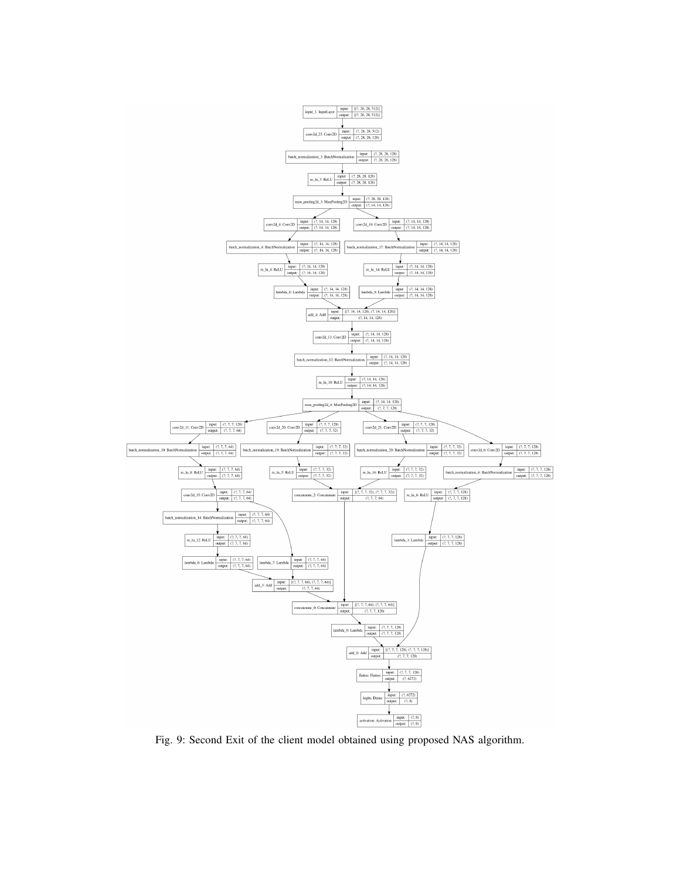Fig. 9: Second Exit of the client model obtained using proposed NAS algorithm.